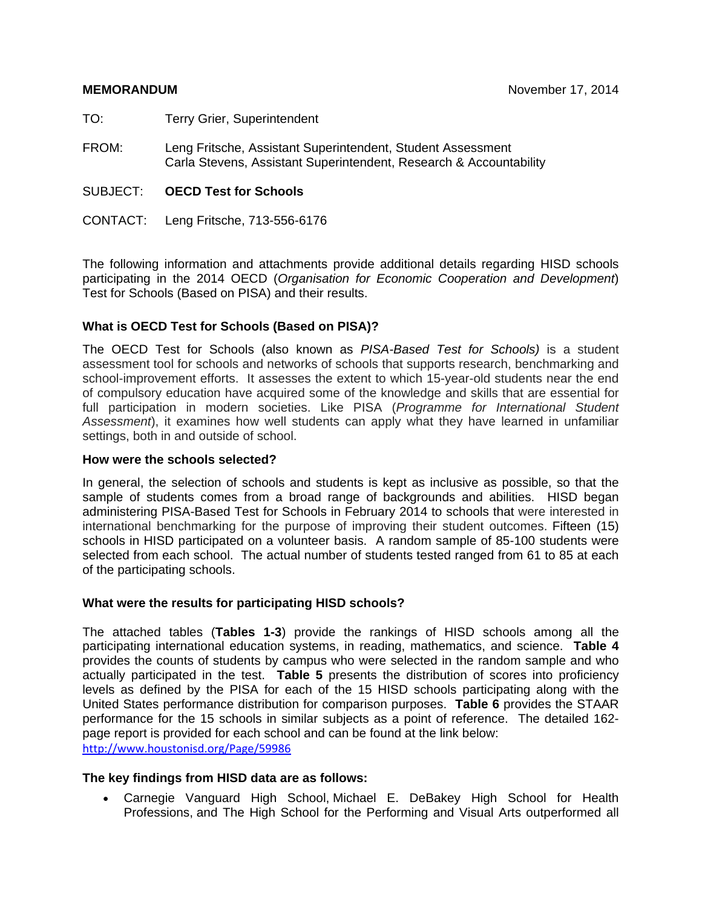**MEMORANDUM** November 17, 2014

TO: Terry Grier, Superintendent

FROM: Leng Fritsche, Assistant Superintendent, Student Assessment
Carla Stevens, Assistant Superintendent, Research & Accountability

SUBJECT: **OECD Test for Schools**

CONTACT: Leng Fritsche, 713-556-6176

The following information and attachments provide additional details regarding HISD schools participating in the 2014 OECD (*Organisation for Economic Cooperation and Development*) Test for Schools (Based on PISA) and their results.

**What is OECD Test for Schools (Based on PISA)?**

The OECD Test for Schools (also known as *PISA-Based Test for Schools)* is a student assessment tool for schools and networks of schools that supports research, benchmarking and school-improvement efforts. It assesses the extent to which 15-year-old students near the end of compulsory education have acquired some of the knowledge and skills that are essential for full participation in modern societies. Like PISA (*Programme for International Student Assessment*), it examines how well students can apply what they have learned in unfamiliar settings, both in and outside of school.

**How were the schools selected?**

In general, the selection of schools and students is kept as inclusive as possible, so that the sample of students comes from a broad range of backgrounds and abilities. HISD began administering PISA-Based Test for Schools in February 2014 to schools that were interested in international benchmarking for the purpose of improving their student outcomes. Fifteen (15) schools in HISD participated on a volunteer basis. A random sample of 85-100 students were selected from each school. The actual number of students tested ranged from 61 to 85 at each of the participating schools.

**What were the results for participating HISD schools?**

The attached tables (**Tables 1-3**) provide the rankings of HISD schools among all the participating international education systems, in reading, mathematics, and science. **Table 4** provides the counts of students by campus who were selected in the random sample and who actually participated in the test. **Table 5** presents the distribution of scores into proficiency levels as defined by the PISA for each of the 15 HISD schools participating along with the United States performance distribution for comparison purposes. **Table 6** provides the STAAR performance for the 15 schools in similar subjects as a point of reference. The detailed 162-page report is provided for each school and can be found at the link below:
http://www.houstonisd.org/Page/59986

**The key findings from HISD data are as follows:**

- Carnegie Vanguard High School, Michael E. DeBakey High School for Health Professions, and The High School for the Performing and Visual Arts outperformed all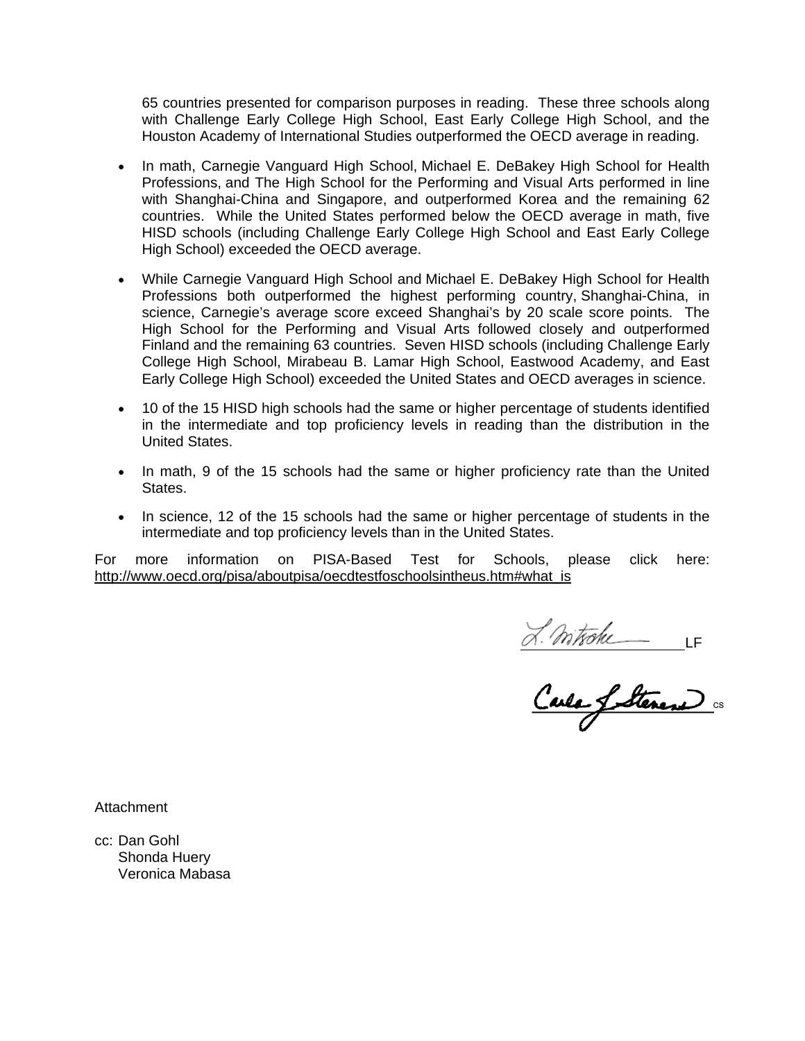65 countries presented for comparison purposes in reading. These three schools along with Challenge Early College High School, East Early College High School, and the Houston Academy of International Studies outperformed the OECD average in reading.

- In math, Carnegie Vanguard High School, Michael E. DeBakey High School for Health Professions, and The High School for the Performing and Visual Arts performed in line with Shanghai-China and Singapore, and outperformed Korea and the remaining 62 countries. While the United States performed below the OECD average in math, five HISD schools (including Challenge Early College High School and East Early College High School) exceeded the OECD average.

- While Carnegie Vanguard High School and Michael E. DeBakey High School for Health Professions both outperformed the highest performing country, Shanghai-China, in science, Carnegie's average score exceed Shanghai's by 20 scale score points. The High School for the Performing and Visual Arts followed closely and outperformed Finland and the remaining 63 countries. Seven HISD schools (including Challenge Early College High School, Mirabeau B. Lamar High School, Eastwood Academy, and East Early College High School) exceeded the United States and OECD averages in science.

- 10 of the 15 HISD high schools had the same or higher percentage of students identified in the intermediate and top proficiency levels in reading than the distribution in the United States.

- In math, 9 of the 15 schools had the same or higher proficiency rate than the United States.

- In science, 12 of the 15 schools had the same or higher percentage of students in the intermediate and top proficiency levels than in the United States.

For more information on PISA-Based Test for Schools, please click here: http://www.oecd.org/pisa/aboutpisa/oecdtestfoschoolsintheus.htm#what_is

L. Mitsoke LF

Carla J. Stevens CS

Attachment

cc: Dan Gohl
Shonda Huery
Veronica Mabasa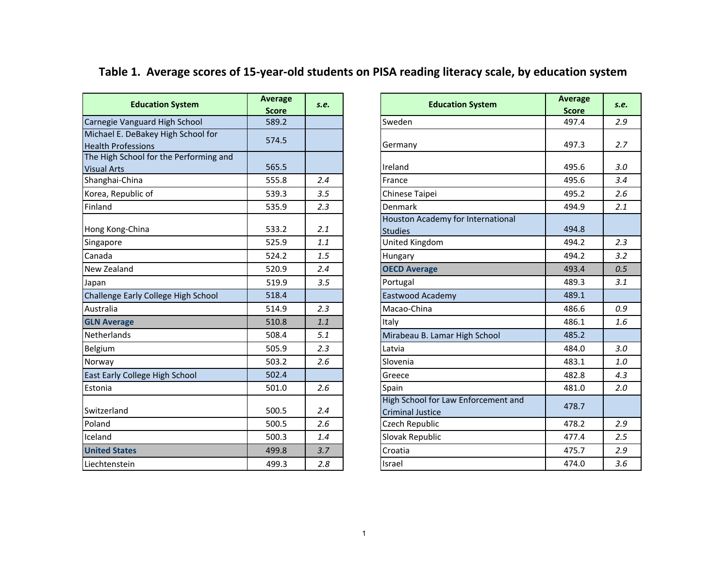## Table 1. Average scores of 15-year-old students on PISA reading literacy scale, by education system

| Education System | Average Score | *s.e.* |
|---|---|---|
| Carnegie Vanguard High School | 589.2 | |
| Michael E. DeBakey High School for Health Professions | 574.5 | |
| The High School for the Performing and Visual Arts | 565.5 | |
| Shanghai-China | 555.8 | *2.4* |
| Korea, Republic of | 539.3 | *3.5* |
| Finland | 535.9 | *2.3* |
| Hong Kong-China | 533.2 | *2.1* |
| Singapore | 525.9 | *1.1* |
| Canada | 524.2 | *1.5* |
| New Zealand | 520.9 | *2.4* |
| Japan | 519.9 | *3.5* |
| Challenge Early College High School | 518.4 | |
| Australia | 514.9 | *2.3* |
| **GLN Average** | 510.8 | *1.1* |
| Netherlands | 508.4 | *5.1* |
| Belgium | 505.9 | *2.3* |
| Norway | 503.2 | *2.6* |
| East Early College High School | 502.4 | |
| Estonia | 501.0 | *2.6* |
| Switzerland | 500.5 | *2.4* |
| Poland | 500.5 | *2.6* |
| Iceland | 500.3 | *1.4* |
| **United States** | 499.8 | *3.7* |
| Liechtenstein | 499.3 | *2.8* |
| Sweden | 497.4 | *2.9* |
| Germany | 497.3 | *2.7* |
| Ireland | 495.6 | *3.0* |
| France | 495.6 | *3.4* |
| Chinese Taipei | 495.2 | *2.6* |
| Denmark | 494.9 | *2.1* |
| Houston Academy for International Studies | 494.8 | |
| United Kingdom | 494.2 | *2.3* |
| Hungary | 494.2 | *3.2* |
| **OECD Average** | 493.4 | *0.5* |
| Portugal | 489.3 | *3.1* |
| Eastwood Academy | 489.1 | |
| Macao-China | 486.6 | *0.9* |
| Italy | 486.1 | *1.6* |
| Mirabeau B. Lamar High School | 485.2 | |
| Latvia | 484.0 | *3.0* |
| Slovenia | 483.1 | *1.0* |
| Greece | 482.8 | *4.3* |
| Spain | 481.0 | *2.0* |
| High School for Law Enforcement and Criminal Justice | 478.7 | |
| Czech Republic | 478.2 | *2.9* |
| Slovak Republic | 477.4 | *2.5* |
| Croatia | 475.7 | *2.9* |
| Israel | 474.0 | *3.6* |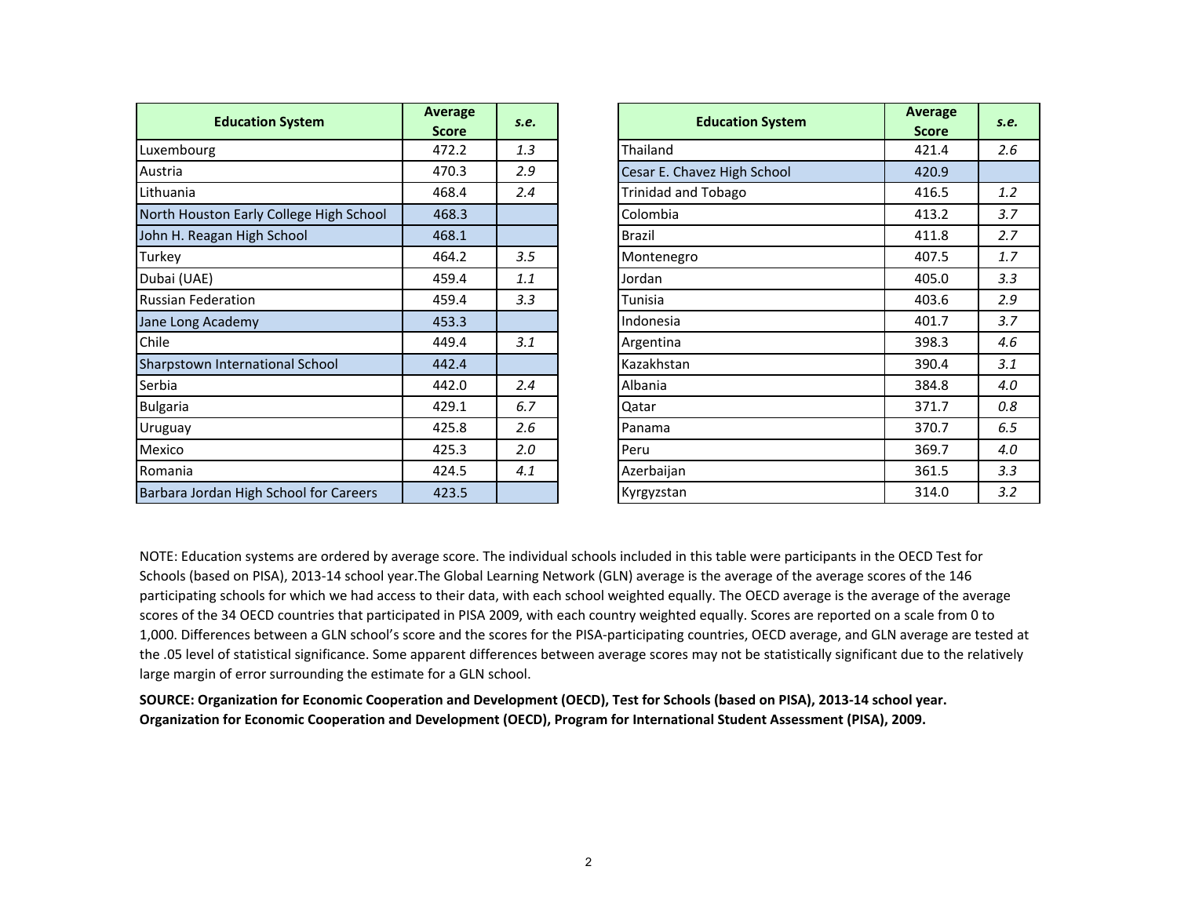| Education System | Average Score | *s.e.* |
|---|---|---|
| Luxembourg | 472.2 | *1.3* |
| Austria | 470.3 | *2.9* |
| Lithuania | 468.4 | *2.4* |
| North Houston Early College High School | 468.3 | |
| John H. Reagan High School | 468.1 | |
| Turkey | 464.2 | *3.5* |
| Dubai (UAE) | 459.4 | *1.1* |
| Russian Federation | 459.4 | *3.3* |
| Jane Long Academy | 453.3 | |
| Chile | 449.4 | *3.1* |
| Sharpstown International School | 442.4 | |
| Serbia | 442.0 | *2.4* |
| Bulgaria | 429.1 | *6.7* |
| Uruguay | 425.8 | *2.6* |
| Mexico | 425.3 | *2.0* |
| Romania | 424.5 | *4.1* |
| Barbara Jordan High School for Careers | 423.5 | |

| Education System | Average Score | *s.e.* |
|---|---|---|
| Thailand | 421.4 | *2.6* |
| Cesar E. Chavez High School | 420.9 | |
| Trinidad and Tobago | 416.5 | *1.2* |
| Colombia | 413.2 | *3.7* |
| Brazil | 411.8 | *2.7* |
| Montenegro | 407.5 | *1.7* |
| Jordan | 405.0 | *3.3* |
| Tunisia | 403.6 | *2.9* |
| Indonesia | 401.7 | *3.7* |
| Argentina | 398.3 | *4.6* |
| Kazakhstan | 390.4 | *3.1* |
| Albania | 384.8 | *4.0* |
| Qatar | 371.7 | *0.8* |
| Panama | 370.7 | *6.5* |
| Peru | 369.7 | *4.0* |
| Azerbaijan | 361.5 | *3.3* |
| Kyrgyzstan | 314.0 | *3.2* |

NOTE: Education systems are ordered by average score. The individual schools included in this table were participants in the OECD Test for Schools (based on PISA), 2013-14 school year.The Global Learning Network (GLN) average is the average of the average scores of the 146 participating schools for which we had access to their data, with each school weighted equally. The OECD average is the average of the average scores of the 34 OECD countries that participated in PISA 2009, with each country weighted equally. Scores are reported on a scale from 0 to 1,000. Differences between a GLN school's score and the scores for the PISA-participating countries, OECD average, and GLN average are tested at the .05 level of statistical significance. Some apparent differences between average scores may not be statistically significant due to the relatively large margin of error surrounding the estimate for a GLN school.

**SOURCE: Organization for Economic Cooperation and Development (OECD), Test for Schools (based on PISA), 2013-14 school year. Organization for Economic Cooperation and Development (OECD), Program for International Student Assessment (PISA), 2009.**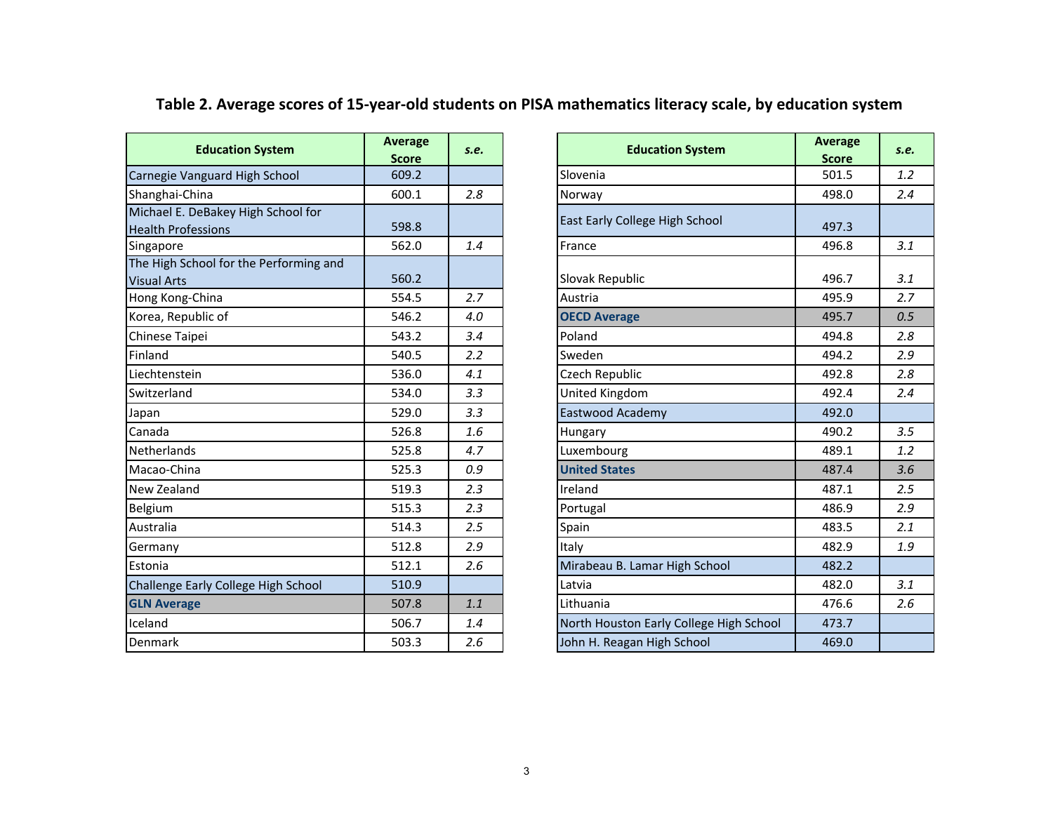# Table 2. Average scores of 15-year-old students on PISA mathematics literacy scale, by education system

| Education System | Average Score | *s.e.* |
|---|---|---|
| Carnegie Vanguard High School | 609.2 | |
| Shanghai-China | 600.1 | *2.8* |
| Michael E. DeBakey High School for Health Professions | 598.8 | |
| Singapore | 562.0 | *1.4* |
| The High School for the Performing and Visual Arts | 560.2 | |
| Hong Kong-China | 554.5 | *2.7* |
| Korea, Republic of | 546.2 | *4.0* |
| Chinese Taipei | 543.2 | *3.4* |
| Finland | 540.5 | *2.2* |
| Liechtenstein | 536.0 | *4.1* |
| Switzerland | 534.0 | *3.3* |
| Japan | 529.0 | *3.3* |
| Canada | 526.8 | *1.6* |
| Netherlands | 525.8 | *4.7* |
| Macao-China | 525.3 | *0.9* |
| New Zealand | 519.3 | *2.3* |
| Belgium | 515.3 | *2.3* |
| Australia | 514.3 | *2.5* |
| Germany | 512.8 | *2.9* |
| Estonia | 512.1 | *2.6* |
| Challenge Early College High School | 510.9 | |
| **GLN Average** | 507.8 | *1.1* |
| Iceland | 506.7 | *1.4* |
| Denmark | 503.3 | *2.6* |

| Education System | Average Score | *s.e.* |
|---|---|---|
| Slovenia | 501.5 | *1.2* |
| Norway | 498.0 | *2.4* |
| East Early College High School | 497.3 | |
| France | 496.8 | *3.1* |
| Slovak Republic | 496.7 | *3.1* |
| Austria | 495.9 | *2.7* |
| **OECD Average** | 495.7 | *0.5* |
| Poland | 494.8 | *2.8* |
| Sweden | 494.2 | *2.9* |
| Czech Republic | 492.8 | *2.8* |
| United Kingdom | 492.4 | *2.4* |
| Eastwood Academy | 492.0 | |
| Hungary | 490.2 | *3.5* |
| Luxembourg | 489.1 | *1.2* |
| **United States** | 487.4 | *3.6* |
| Ireland | 487.1 | *2.5* |
| Portugal | 486.9 | *2.9* |
| Spain | 483.5 | *2.1* |
| Italy | 482.9 | *1.9* |
| Mirabeau B. Lamar High School | 482.2 | |
| Latvia | 482.0 | *3.1* |
| Lithuania | 476.6 | *2.6* |
| North Houston Early College High School | 473.7 | |
| John H. Reagan High School | 469.0 | |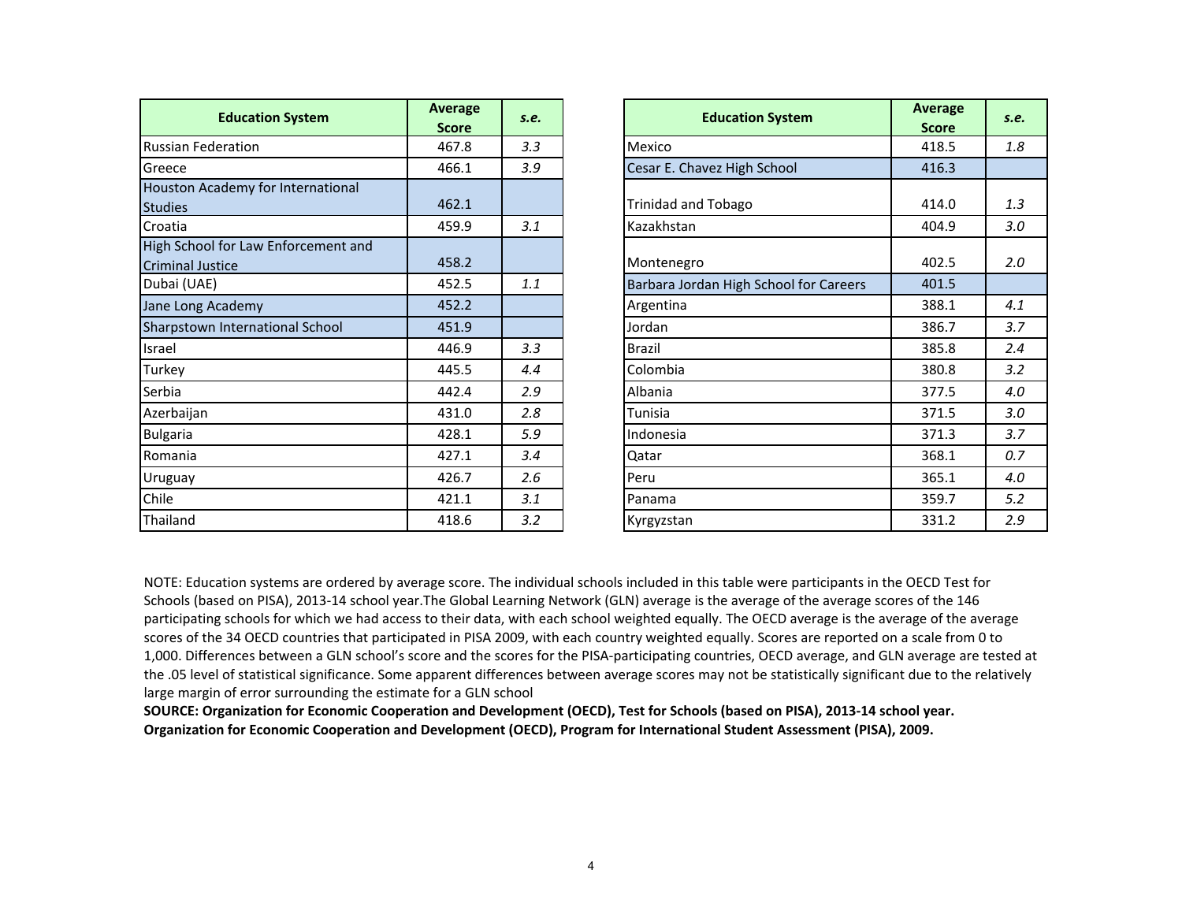| Education System | Average Score | s.e. |
|---|---|---|
| Russian Federation | 467.8 | *3.3* |
| Greece | 466.1 | *3.9* |
| Houston Academy for International Studies | 462.1 | |
| Croatia | 459.9 | *3.1* |
| High School for Law Enforcement and Criminal Justice | 458.2 | |
| Dubai (UAE) | 452.5 | *1.1* |
| Jane Long Academy | 452.2 | |
| Sharpstown International School | 451.9 | |
| Israel | 446.9 | *3.3* |
| Turkey | 445.5 | *4.4* |
| Serbia | 442.4 | *2.9* |
| Azerbaijan | 431.0 | *2.8* |
| Bulgaria | 428.1 | *5.9* |
| Romania | 427.1 | *3.4* |
| Uruguay | 426.7 | *2.6* |
| Chile | 421.1 | *3.1* |
| Thailand | 418.6 | *3.2* |

| Education System | Average Score | s.e. |
|---|---|---|
| Mexico | 418.5 | *1.8* |
| Cesar E. Chavez High School | 416.3 | |
| Trinidad and Tobago | 414.0 | *1.3* |
| Kazakhstan | 404.9 | *3.0* |
| Montenegro | 402.5 | *2.0* |
| Barbara Jordan High School for Careers | 401.5 | |
| Argentina | 388.1 | *4.1* |
| Jordan | 386.7 | *3.7* |
| Brazil | 385.8 | *2.4* |
| Colombia | 380.8 | *3.2* |
| Albania | 377.5 | *4.0* |
| Tunisia | 371.5 | *3.0* |
| Indonesia | 371.3 | *3.7* |
| Qatar | 368.1 | *0.7* |
| Peru | 365.1 | *4.0* |
| Panama | 359.7 | *5.2* |
| Kyrgyzstan | 331.2 | *2.9* |

NOTE: Education systems are ordered by average score. The individual schools included in this table were participants in the OECD Test for Schools (based on PISA), 2013-14 school year.The Global Learning Network (GLN) average is the average of the average scores of the 146 participating schools for which we had access to their data, with each school weighted equally. The OECD average is the average of the average scores of the 34 OECD countries that participated in PISA 2009, with each country weighted equally. Scores are reported on a scale from 0 to 1,000. Differences between a GLN school's score and the scores for the PISA-participating countries, OECD average, and GLN average are tested at the .05 level of statistical significance. Some apparent differences between average scores may not be statistically significant due to the relatively large margin of error surrounding the estimate for a GLN school

**SOURCE: Organization for Economic Cooperation and Development (OECD), Test for Schools (based on PISA), 2013-14 school year. Organization for Economic Cooperation and Development (OECD), Program for International Student Assessment (PISA), 2009.**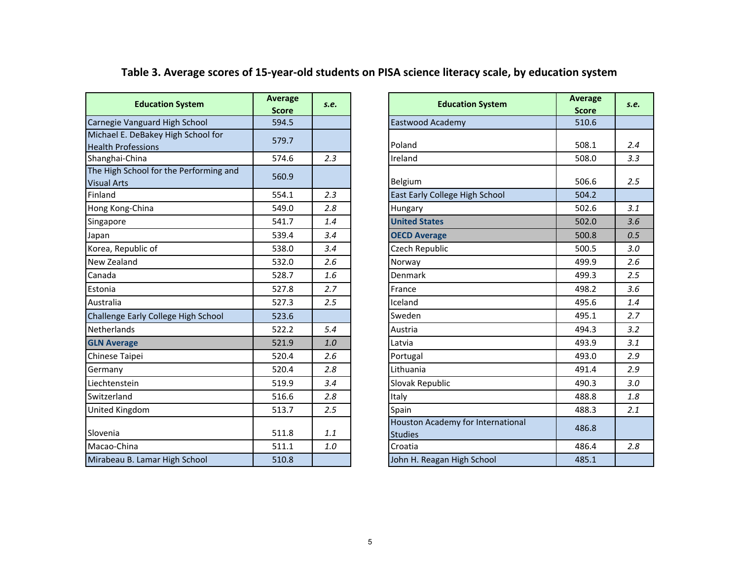# Table 3. Average scores of 15-year-old students on PISA science literacy scale, by education system

| Education System | Average Score | *s.e.* |
|---|---|---|
| Carnegie Vanguard High School | 594.5 | |
| Michael E. DeBakey High School for Health Professions | 579.7 | |
| Shanghai-China | 574.6 | *2.3* |
| The High School for the Performing and Visual Arts | 560.9 | |
| Finland | 554.1 | *2.3* |
| Hong Kong-China | 549.0 | *2.8* |
| Singapore | 541.7 | *1.4* |
| Japan | 539.4 | *3.4* |
| Korea, Republic of | 538.0 | *3.4* |
| New Zealand | 532.0 | *2.6* |
| Canada | 528.7 | *1.6* |
| Estonia | 527.8 | *2.7* |
| Australia | 527.3 | *2.5* |
| Challenge Early College High School | 523.6 | |
| Netherlands | 522.2 | *5.4* |
| **GLN Average** | 521.9 | *1.0* |
| Chinese Taipei | 520.4 | *2.6* |
| Germany | 520.4 | *2.8* |
| Liechtenstein | 519.9 | *3.4* |
| Switzerland | 516.6 | *2.8* |
| United Kingdom | 513.7 | *2.5* |
| Slovenia | 511.8 | *1.1* |
| Macao-China | 511.1 | *1.0* |
| Mirabeau B. Lamar High School | 510.8 | |
| Eastwood Academy | 510.6 | |
| Poland | 508.1 | *2.4* |
| Ireland | 508.0 | *3.3* |
| Belgium | 506.6 | *2.5* |
| East Early College High School | 504.2 | |
| Hungary | 502.6 | *3.1* |
| **United States** | 502.0 | *3.6* |
| **OECD Average** | 500.8 | *0.5* |
| Czech Republic | 500.5 | *3.0* |
| Norway | 499.9 | *2.6* |
| Denmark | 499.3 | *2.5* |
| France | 498.2 | *3.6* |
| Iceland | 495.6 | *1.4* |
| Sweden | 495.1 | *2.7* |
| Austria | 494.3 | *3.2* |
| Latvia | 493.9 | *3.1* |
| Portugal | 493.0 | *2.9* |
| Lithuania | 491.4 | *2.9* |
| Slovak Republic | 490.3 | *3.0* |
| Italy | 488.8 | *1.8* |
| Spain | 488.3 | *2.1* |
| Houston Academy for International Studies | 486.8 | |
| Croatia | 486.4 | *2.8* |
| John H. Reagan High School | 485.1 | |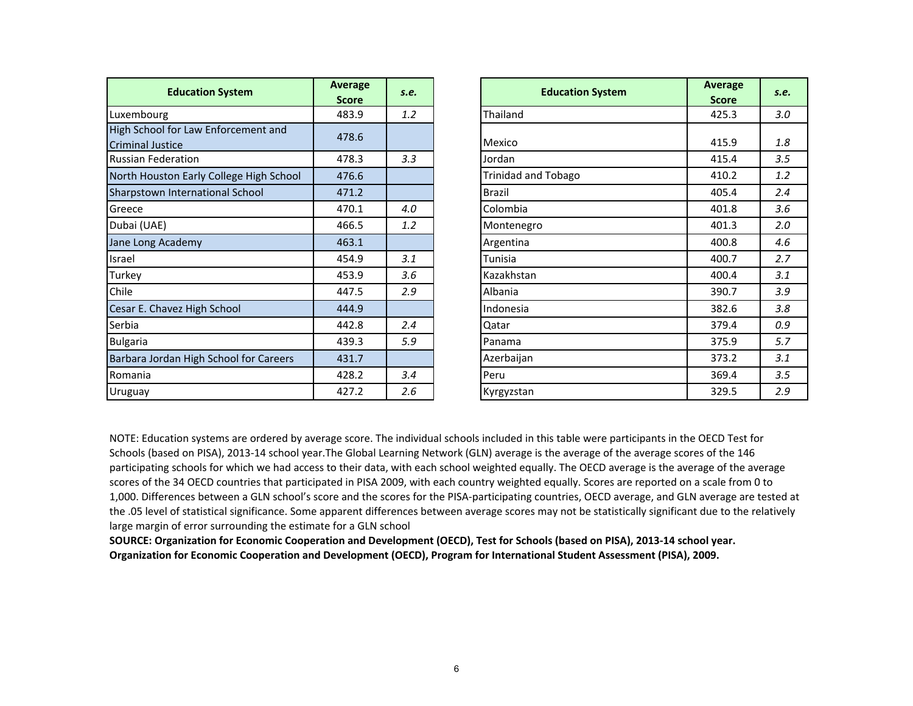| Education System | Average Score | *s.e.* |
|---|---|---|
| Luxembourg | 483.9 | *1.2* |
| High School for Law Enforcement and Criminal Justice | 478.6 | |
| Russian Federation | 478.3 | *3.3* |
| North Houston Early College High School | 476.6 | |
| Sharpstown International School | 471.2 | |
| Greece | 470.1 | *4.0* |
| Dubai (UAE) | 466.5 | *1.2* |
| Jane Long Academy | 463.1 | |
| Israel | 454.9 | *3.1* |
| Turkey | 453.9 | *3.6* |
| Chile | 447.5 | *2.9* |
| Cesar E. Chavez High School | 444.9 | |
| Serbia | 442.8 | *2.4* |
| Bulgaria | 439.3 | *5.9* |
| Barbara Jordan High School for Careers | 431.7 | |
| Romania | 428.2 | *3.4* |
| Uruguay | 427.2 | *2.6* |

| Education System | Average Score | *s.e.* |
|---|---|---|
| Thailand | 425.3 | *3.0* |
| Mexico | 415.9 | *1.8* |
| Jordan | 415.4 | *3.5* |
| Trinidad and Tobago | 410.2 | *1.2* |
| Brazil | 405.4 | *2.4* |
| Colombia | 401.8 | *3.6* |
| Montenegro | 401.3 | *2.0* |
| Argentina | 400.8 | *4.6* |
| Tunisia | 400.7 | *2.7* |
| Kazakhstan | 400.4 | *3.1* |
| Albania | 390.7 | *3.9* |
| Indonesia | 382.6 | *3.8* |
| Qatar | 379.4 | *0.9* |
| Panama | 375.9 | *5.7* |
| Azerbaijan | 373.2 | *3.1* |
| Peru | 369.4 | *3.5* |
| Kyrgyzstan | 329.5 | *2.9* |

NOTE: Education systems are ordered by average score. The individual schools included in this table were participants in the OECD Test for Schools (based on PISA), 2013-14 school year.The Global Learning Network (GLN) average is the average of the average scores of the 146 participating schools for which we had access to their data, with each school weighted equally. The OECD average is the average of the average scores of the 34 OECD countries that participated in PISA 2009, with each country weighted equally. Scores are reported on a scale from 0 to 1,000. Differences between a GLN school's score and the scores for the PISA-participating countries, OECD average, and GLN average are tested at the .05 level of statistical significance. Some apparent differences between average scores may not be statistically significant due to the relatively large margin of error surrounding the estimate for a GLN school

**SOURCE: Organization for Economic Cooperation and Development (OECD), Test for Schools (based on PISA), 2013-14 school year. Organization for Economic Cooperation and Development (OECD), Program for International Student Assessment (PISA), 2009.**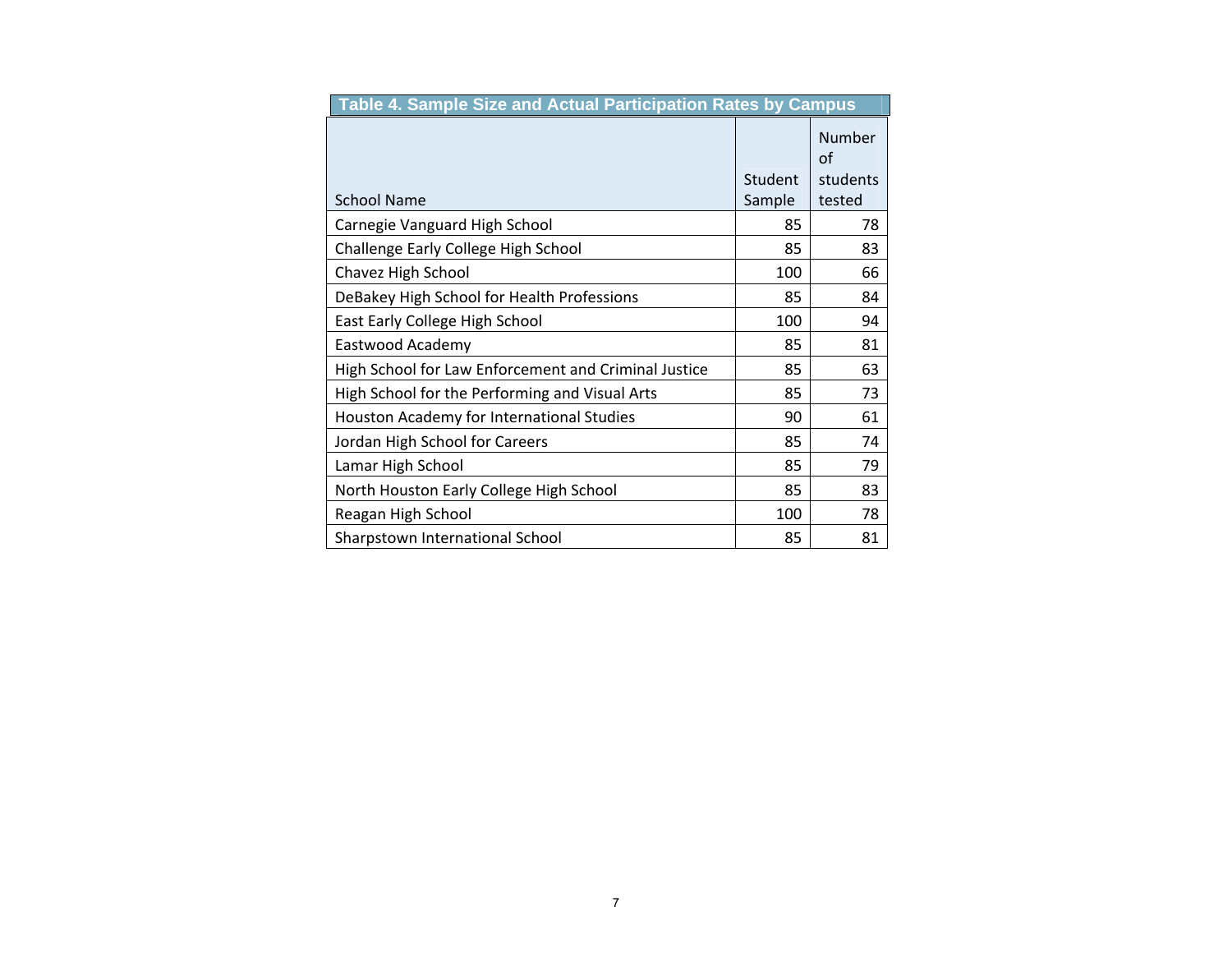**Table 4. Sample Size and Actual Participation Rates by Campus**

| School Name | Student Sample | Number of students tested |
|---|---|---|
| Carnegie Vanguard High School | 85 | 78 |
| Challenge Early College High School | 85 | 83 |
| Chavez High School | 100 | 66 |
| DeBakey High School for Health Professions | 85 | 84 |
| East Early College High School | 100 | 94 |
| Eastwood Academy | 85 | 81 |
| High School for Law Enforcement and Criminal Justice | 85 | 63 |
| High School for the Performing and Visual Arts | 85 | 73 |
| Houston Academy for International Studies | 90 | 61 |
| Jordan High School for Careers | 85 | 74 |
| Lamar High School | 85 | 79 |
| North Houston Early College High School | 85 | 83 |
| Reagan High School | 100 | 78 |
| Sharpstown International School | 85 | 81 |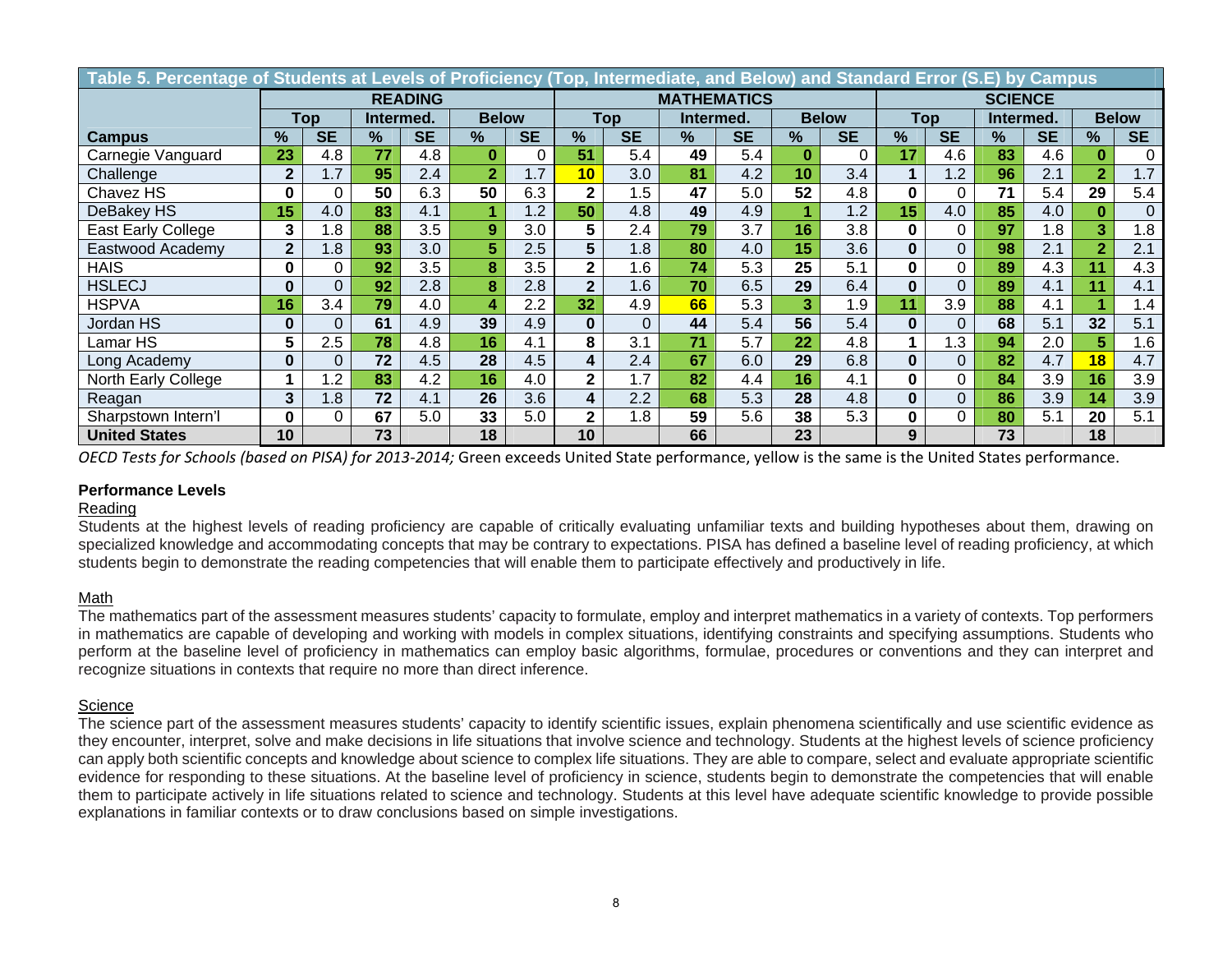| Table 5. Percentage of Students at Levels of Proficiency (Top, Intermediate, and Below) and Standard Error (S.E) by Campus | | | | | | | | | | | | | | | | | | |
|---|---|---|---|---|---|---|---|---|---|---|---|---|---|---|---|---|---|---|
| | READING | | | | | | MATHEMATICS | | | | | | SCIENCE | | | | | |
| | Top | | Intermed. | | Below | | Top | | Intermed. | | Below | | Top | | Intermed. | | Below | |
| Campus | % | SE | % | SE | % | SE | % | SE | % | SE | % | SE | % | SE | % | SE | % | SE |
| Carnegie Vanguard | 23 | 4.8 | 77 | 4.8 | 0 | 0 | 51 | 5.4 | 49 | 5.4 | 0 | 0 | 17 | 4.6 | 83 | 4.6 | 0 | 0 |
| Challenge | 2 | 1.7 | 95 | 2.4 | 2 | 1.7 | 10 | 3.0 | 81 | 4.2 | 10 | 3.4 | 1 | 1.2 | 96 | 2.1 | 2 | 1.7 |
| Chavez HS | 0 | 0 | 50 | 6.3 | 50 | 6.3 | 2 | 1.5 | 47 | 5.0 | 52 | 4.8 | 0 | 0 | 71 | 5.4 | 29 | 5.4 |
| DeBakey HS | 15 | 4.0 | 83 | 4.1 | 1 | 1.2 | 50 | 4.8 | 49 | 4.9 | 1 | 1.2 | 15 | 4.0 | 85 | 4.0 | 0 | 0 |
| East Early College | 3 | 1.8 | 88 | 3.5 | 9 | 3.0 | 5 | 2.4 | 79 | 3.7 | 16 | 3.8 | 0 | 0 | 97 | 1.8 | 3 | 1.8 |
| Eastwood Academy | 2 | 1.8 | 93 | 3.0 | 5 | 2.5 | 5 | 1.8 | 80 | 4.0 | 15 | 3.6 | 0 | 0 | 98 | 2.1 | 2 | 2.1 |
| HAIS | 0 | 0 | 92 | 3.5 | 8 | 3.5 | 2 | 1.6 | 74 | 5.3 | 25 | 5.1 | 0 | 0 | 89 | 4.3 | 11 | 4.3 |
| HSLECJ | 0 | 0 | 92 | 2.8 | 8 | 2.8 | 2 | 1.6 | 70 | 6.5 | 29 | 6.4 | 0 | 0 | 89 | 4.1 | 11 | 4.1 |
| HSPVA | 16 | 3.4 | 79 | 4.0 | 4 | 2.2 | 32 | 4.9 | 66 | 5.3 | 3 | 1.9 | 11 | 3.9 | 88 | 4.1 | 1 | 1.4 |
| Jordan HS | 0 | 0 | 61 | 4.9 | 39 | 4.9 | 0 | 0 | 44 | 5.4 | 56 | 5.4 | 0 | 0 | 68 | 5.1 | 32 | 5.1 |
| Lamar HS | 5 | 2.5 | 78 | 4.8 | 16 | 4.1 | 8 | 3.1 | 71 | 5.7 | 22 | 4.8 | 1 | 1.3 | 94 | 2.0 | 5 | 1.6 |
| Long Academy | 0 | 0 | 72 | 4.5 | 28 | 4.5 | 4 | 2.4 | 67 | 6.0 | 29 | 6.8 | 0 | 0 | 82 | 4.7 | 18 | 4.7 |
| North Early College | 1 | 1.2 | 83 | 4.2 | 16 | 4.0 | 2 | 1.7 | 82 | 4.4 | 16 | 4.1 | 0 | 0 | 84 | 3.9 | 16 | 3.9 |
| Reagan | 3 | 1.8 | 72 | 4.1 | 26 | 3.6 | 4 | 2.2 | 68 | 5.3 | 28 | 4.8 | 0 | 0 | 86 | 3.9 | 14 | 3.9 |
| Sharpstown Intern'l | 0 | 0 | 67 | 5.0 | 33 | 5.0 | 2 | 1.8 | 59 | 5.6 | 38 | 5.3 | 0 | 0 | 80 | 5.1 | 20 | 5.1 |
| United States | 10 | | 73 | | 18 | | 10 | | 66 | | 23 | | 9 | | 73 | | 18 | |

*OECD Tests for Schools (based on PISA) for 2013-2014;* Green exceeds United State performance, yellow is the same is the United States performance.

**Performance Levels**

Reading

Students at the highest levels of reading proficiency are capable of critically evaluating unfamiliar texts and building hypotheses about them, drawing on specialized knowledge and accommodating concepts that may be contrary to expectations. PISA has defined a baseline level of reading proficiency, at which students begin to demonstrate the reading competencies that will enable them to participate effectively and productively in life.

Math

The mathematics part of the assessment measures students' capacity to formulate, employ and interpret mathematics in a variety of contexts. Top performers in mathematics are capable of developing and working with models in complex situations, identifying constraints and specifying assumptions. Students who perform at the baseline level of proficiency in mathematics can employ basic algorithms, formulae, procedures or conventions and they can interpret and recognize situations in contexts that require no more than direct inference.

Science

The science part of the assessment measures students' capacity to identify scientific issues, explain phenomena scientifically and use scientific evidence as they encounter, interpret, solve and make decisions in life situations that involve science and technology. Students at the highest levels of science proficiency can apply both scientific concepts and knowledge about science to complex life situations. They are able to compare, select and evaluate appropriate scientific evidence for responding to these situations. At the baseline level of proficiency in science, students begin to demonstrate the competencies that will enable them to participate actively in life situations related to science and technology. Students at this level have adequate scientific knowledge to provide possible explanations in familiar contexts or to draw conclusions based on simple investigations.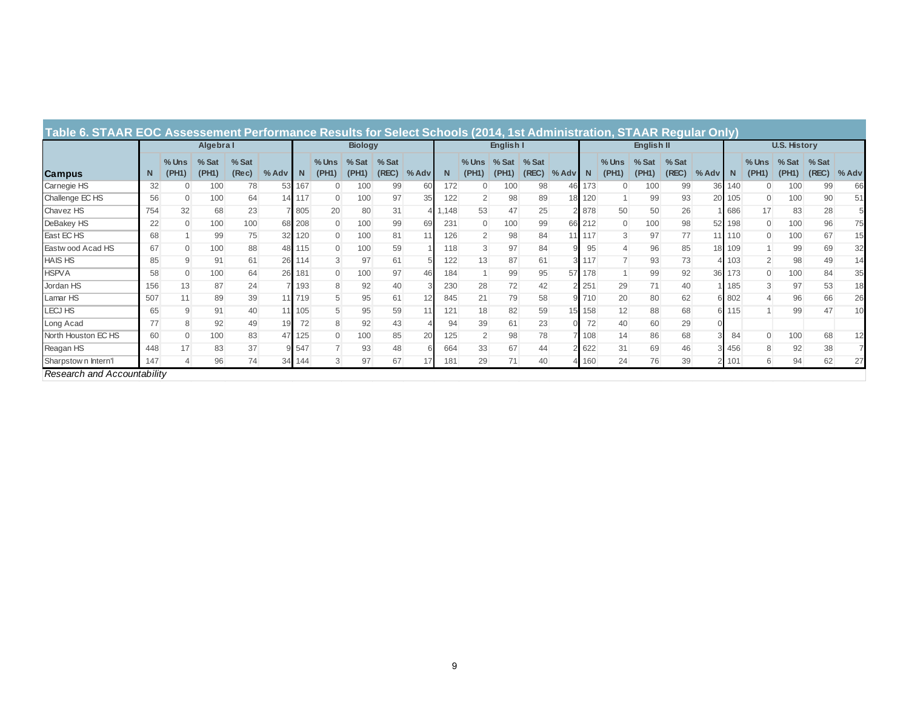## Table 6. STAAR EOC Assessement Performance Results for Select Schools (2014, 1st Administration, STAAR Regular Only)

| | Algebra I | | | | | Biology | | | | | English I | | | | | English II | | | | | U.S. History | | | | |
|---|---|---|---|---|---|---|---|---|---|---|---|---|---|---|---|---|---|---|---|---|---|---|---|---|---|
| Campus | N | % Uns (PH1) | % Sat (PH1) | % Sat (Rec) | % Adv | N | % Uns (PH1) | % Sat (PH1) | % Sat (REC) | % Adv | N | % Uns (PH1) | % Sat (PH1) | % Sat (REC) | % Adv | N | % Uns (PH1) | % Sat (PH1) | % Sat (REC) | % Adv | N | % Uns (PH1) | % Sat (PH1) | % Sat (REC) | % Adv |
| Carnegie HS | 32 | 0 | 100 | 78 | 53 | 167 | 0 | 100 | 99 | 60 | 172 | 0 | 100 | 98 | 46 | 173 | 0 | 100 | 99 | 36 | 140 | 0 | 100 | 99 | 66 |
| Challenge EC HS | 56 | 0 | 100 | 64 | 14 | 117 | 0 | 100 | 97 | 35 | 122 | 2 | 98 | 89 | 18 | 120 | 1 | 99 | 93 | 20 | 105 | 0 | 100 | 90 | 51 |
| Chavez HS | 754 | 32 | 68 | 23 | 7 | 805 | 20 | 80 | 31 | 4 | 1,148 | 53 | 47 | 25 | 2 | 878 | 50 | 50 | 26 | 1 | 686 | 17 | 83 | 28 | 5 |
| DeBakey HS | 22 | 0 | 100 | 100 | 68 | 208 | 0 | 100 | 99 | 69 | 231 | 0 | 100 | 99 | 66 | 212 | 0 | 100 | 98 | 52 | 198 | 0 | 100 | 96 | 75 |
| East EC HS | 68 | 1 | 99 | 75 | 32 | 120 | 0 | 100 | 81 | 11 | 126 | 2 | 98 | 84 | 11 | 117 | 3 | 97 | 77 | 11 | 110 | 0 | 100 | 67 | 15 |
| Eastwood Acad HS | 67 | 0 | 100 | 88 | 48 | 115 | 0 | 100 | 59 | 1 | 118 | 3 | 97 | 84 | 9 | 95 | 4 | 96 | 85 | 18 | 109 | 1 | 99 | 69 | 32 |
| HAIS HS | 85 | 9 | 91 | 61 | 26 | 114 | 3 | 97 | 61 | 5 | 122 | 13 | 87 | 61 | 3 | 117 | 7 | 93 | 73 | 4 | 103 | 2 | 98 | 49 | 14 |
| HSPVA | 58 | 0 | 100 | 64 | 26 | 181 | 0 | 100 | 97 | 46 | 184 | 1 | 99 | 95 | 57 | 178 | 1 | 99 | 92 | 36 | 173 | 0 | 100 | 84 | 35 |
| Jordan HS | 156 | 13 | 87 | 24 | 7 | 193 | 8 | 92 | 40 | 3 | 230 | 28 | 72 | 42 | 2 | 251 | 29 | 71 | 40 | 1 | 185 | 3 | 97 | 53 | 18 |
| Lamar HS | 507 | 11 | 89 | 39 | 11 | 719 | 5 | 95 | 61 | 12 | 845 | 21 | 79 | 58 | 9 | 710 | 20 | 80 | 62 | 6 | 802 | 4 | 96 | 66 | 26 |
| LECJ HS | 65 | 9 | 91 | 40 | 11 | 105 | 5 | 95 | 59 | 11 | 121 | 18 | 82 | 59 | 15 | 158 | 12 | 88 | 68 | 6 | 115 | 1 | 99 | 47 | 10 |
| Long Acad | 77 | 8 | 92 | 49 | 19 | 72 | 8 | 92 | 43 | 4 | 94 | 39 | 61 | 23 | 0 | 72 | 40 | 60 | 29 | 0 | | | | | |
| North Houston EC HS | 60 | 0 | 100 | 83 | 47 | 125 | 0 | 100 | 85 | 20 | 125 | 2 | 98 | 78 | 7 | 108 | 14 | 86 | 68 | 3 | 84 | 0 | 100 | 68 | 12 |
| Reagan HS | 448 | 17 | 83 | 37 | 9 | 547 | 7 | 93 | 48 | 6 | 664 | 33 | 67 | 44 | 2 | 622 | 31 | 69 | 46 | 3 | 456 | 8 | 92 | 38 | 7 |
| Sharpstown Intern'l | 147 | 4 | 96 | 74 | 34 | 144 | 3 | 97 | 67 | 17 | 181 | 29 | 71 | 40 | 4 | 160 | 24 | 76 | 39 | 2 | 101 | 6 | 94 | 62 | 27 |

*Research and Accountability*